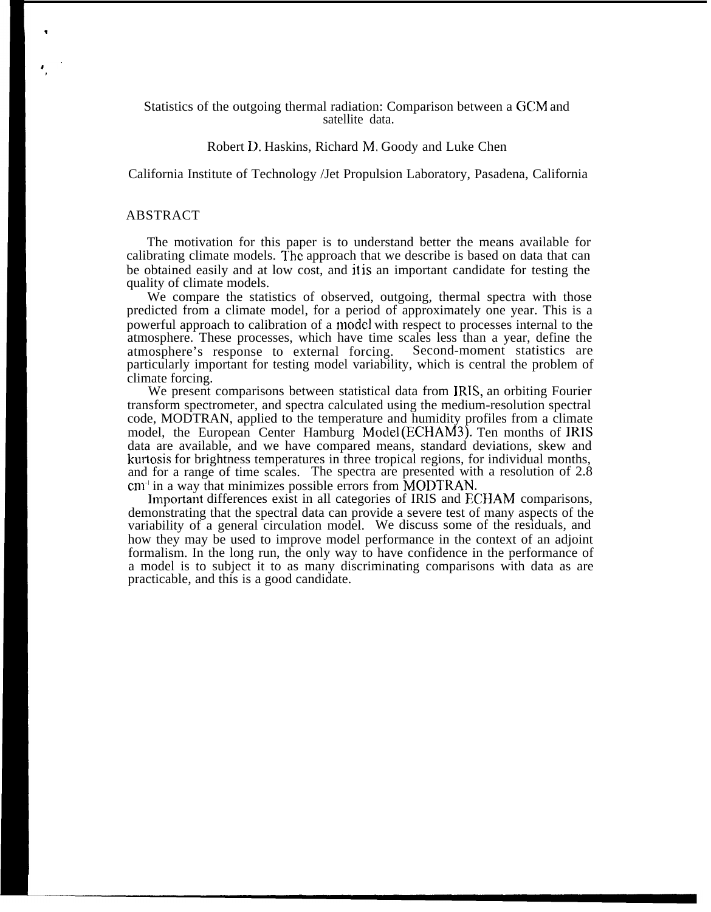# Statistics of the outgoing thermal radiation: Comparison between a GCM and satellite data.

Robert D. Haskins, Richard M. Goody and Luke Chen

California Institute of Technology /Jet Propulsion Laboratory, Pasadena, California

## ABSTRACT

The motivation for this paper is to understand better the means available for calibrating climate models. The approach that we describe is based on data that can be obtained easily and at low cost, and it is an important candidate for testing the quality of climate models.

We compare the statistics of observed, outgoing, thermal spectra with those predicted from a climate model, for a period of approximately one year. This is a powerful approach to calibration of a model with respect to processes internal to the atmosphere. These processes, which have time scales less than a year, define the atmosphere's response to external forcing. Second-moment statistics are particularly important for testing model variability, which is central the problem of climate forcing.

We present comparisons between statistical data from IRIS, an orbiting Fourier transform spectrometer, and spectra calculated using the medium-resolution spectral code, MODTRAN, applied to the temperature and humidity profiles from a climate model, the European Center Hamburg Model (ECHAM3). Ten months of IRIS data are available, and we have compared means, standard deviations, skew and kurtosis for brightness temperatures in three tropical regions, for individual months, and for a range of time scales. The spectra are presented with a resolution of 2.8 $cm^{-1}$ in a way that minimizes possible errors from MODTRAN.

Important differences exist in all categories of IRIS and ECHAM comparisons, demonstrating that the spectral data can provide a severe test of many aspects of the variability of a general circulation model. We discuss some of the residuals, and how they may be used to improve model performance in the context of an adjoint formalism. In the long run, the only way to have confidence in the performance of a model is to subject it to as many discriminating comparisons with data as are practicable, and this is a good candidate.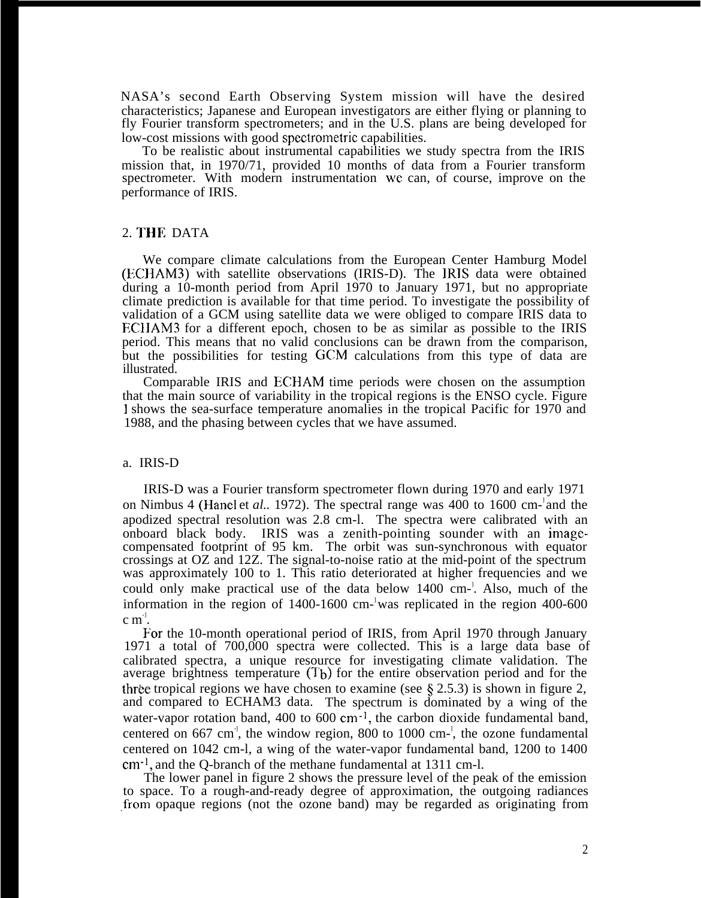NASA's second Earth Observing System mission will have the desired characteristics; Japanese and European investigators are either flying or planning to fly Fourier transform spectrometers; and in the U.S. plans are being developed for low-cost missions with good spectrometric capabilities.

To be realistic about instrumental capabilities we study spectra from the IRIS mission that, in 1970/71, provided 10 months of data from a Fourier transform spectrometer. With modern instrumentation we can, of course, improve on the performance of IRIS.

## 2. THE DATA

We compare climate calculations from the European Center Hamburg Model (ECHAM3) with satellite observations (IRIS-D). The IRIS data were obtained during a 10-month period from April 1970 to January 1971, but no appropriate climate prediction is available for that time period. To investigate the possibility of validation of a GCM using satellite data we were obliged to compare IRIS data to ECHAM3 for a different epoch, chosen to be as similar as possible to the IRIS period. This means that no valid conclusions can be drawn from the comparison, but the possibilities for testing GCM calculations from this type of data are illustrated.

Comparable IRIS and ECHAM time periods were chosen on the assumption that the main source of variability in the tropical regions is the ENSO cycle. Figure 1 shows the sea-surface temperature anomalies in the tropical Pacific for 1970 and 1988, and the phasing between cycles that we have assumed.

### a. IRIS-D

IRIS-D was a Fourier transform spectrometer flown during 1970 and early 1971 on Nimbus 4 (Hanel et *al.*. 1972). The spectral range was 400 to 1600 $cm^{-1}$ and the apodized spectral resolution was 2.8 $cm^{-1}$. The spectra were calibrated with an onboard black body. IRIS was a zenith-pointing sounder with an image-compensated footprint of 95 km. The orbit was sun-synchronous with equator crossings at 0Z and 12Z. The signal-to-noise ratio at the mid-point of the spectrum was approximately 100 to 1. This ratio deteriorated at higher frequencies and we could only make practical use of the data below 1400 $cm^{-1}$. Also, much of the information in the region of 1400-1600 $cm^{-1}$ was replicated in the region 400-600 $cm^{-1}$.

For the 10-month operational period of IRIS, from April 1970 through January 1971 a total of 700,000 spectra were collected. This is a large data base of calibrated spectra, a unique resource for investigating climate validation. The average brightness temperature ($T_b$) for the entire observation period and for the three tropical regions we have chosen to examine (see § 2.5.3) is shown in figure 2, and compared to ECHAM3 data. The spectrum is dominated by a wing of the water-vapor rotation band, 400 to 600 $cm^{-1}$, the carbon dioxide fundamental band, centered on 667 $cm^{-1}$, the window region, 800 to 1000 $cm^{-1}$, the ozone fundamental centered on 1042 $cm^{-1}$, a wing of the water-vapor fundamental band, 1200 to 1400 $cm^{-1}$, and the Q-branch of the methane fundamental at 1311 $cm^{-1}$.

The lower panel in figure 2 shows the pressure level of the peak of the emission to space. To a rough-and-ready degree of approximation, the outgoing radiances from opaque regions (not the ozone band) may be regarded as originating from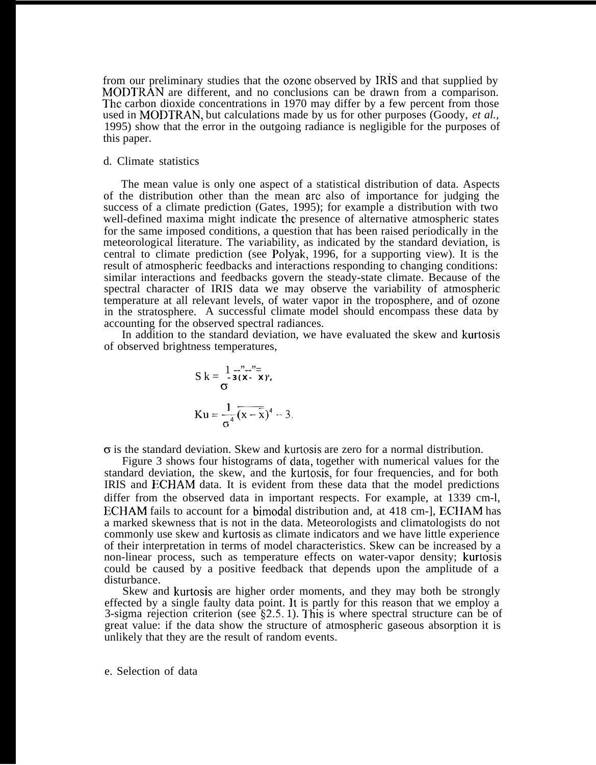from our preliminary studies that the ozone observed by IRIS and that supplied by MODTRAN are different, and no conclusions can be drawn from a comparison. The carbon dioxide concentrations in 1970 may differ by a few percent from those used in MODTRAN, but calculations made by us for other purposes (Goody, *et al.*, 1995) show that the error in the outgoing radiance is negligible for the purposes of this paper.

d. Climate statistics

The mean value is only one aspect of a statistical distribution of data. Aspects of the distribution other than the mean are also of importance for judging the success of a climate prediction (Gates, 1995); for example a distribution with two well-defined maxima might indicate the presence of alternative atmospheric states for the same imposed conditions, a question that has been raised periodically in the meteorological literature. The variability, as indicated by the standard deviation, is central to climate prediction (see Polyak, 1996, for a supporting view). It is the result of atmospheric feedbacks and interactions responding to changing conditions: similar interactions and feedbacks govern the steady-state climate. Because of the spectral character of IRIS data we may observe the variability of atmospheric temperature at all relevant levels, of water vapor in the troposphere, and of ozone in the stratosphere. A successful climate model should encompass these data by accounting for the observed spectral radiances.

In addition to the standard deviation, we have evaluated the skew and kurtosis of observed brightness temperatures,

$$Sk = \frac{1}{\sigma^3}\overline{(x-\bar{x})^3},$$

$$Ku = \frac{1}{\sigma^4}\overline{(x-\bar{x})^4} - 3.$$

$\sigma$ is the standard deviation. Skew and kurtosis are zero for a normal distribution.

Figure 3 shows four histograms of data, together with numerical values for the standard deviation, the skew, and the kurtosis, for four frequencies, and for both IRIS and ECHAM data. It is evident from these data that the model predictions differ from the observed data in important respects. For example, at 1339 cm$^{-1}$, ECHAM fails to account for a bimodal distribution and, at 418 cm$^{-1}$, ECHAM has a marked skewness that is not in the data. Meteorologists and climatologists do not commonly use skew and kurtosis as climate indicators and we have little experience of their interpretation in terms of model characteristics. Skew can be increased by a non-linear process, such as temperature effects on water-vapor density; kurtosis could be caused by a positive feedback that depends upon the amplitude of a disturbance.

Skew and kurtosis are higher order moments, and they may both be strongly effected by a single faulty data point. It is partly for this reason that we employ a 3-sigma rejection criterion (see §2.5.1). This is where spectral structure can be of great value: if the data show the structure of atmospheric gaseous absorption it is unlikely that they are the result of random events.

e. Selection of data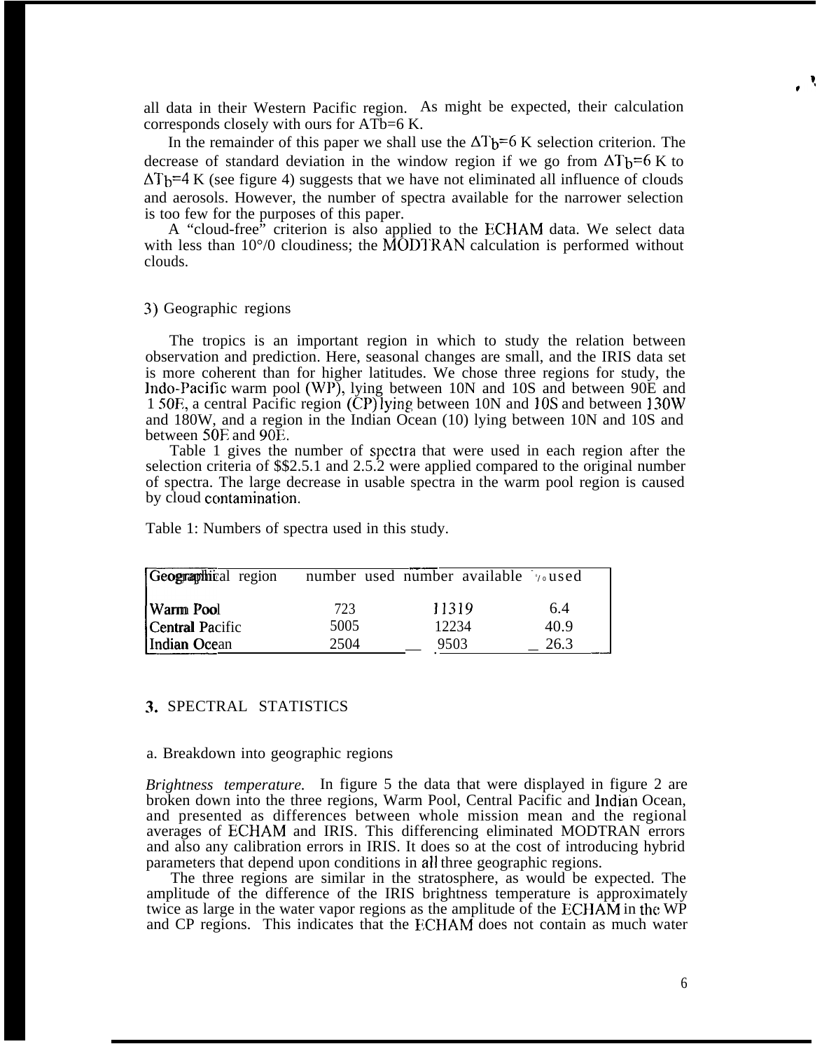all data in their Western Pacific region. As might be expected, their calculation corresponds closely with ours for $\Delta T_b$=6 K.

In the remainder of this paper we shall use the $\Delta T_b$=6 K selection criterion. The decrease of standard deviation in the window region if we go from $\Delta T_b$=6 K to $\Delta T_b$=4 K (see figure 4) suggests that we have not eliminated all influence of clouds and aerosols. However, the number of spectra available for the narrower selection is too few for the purposes of this paper.

A "cloud-free" criterion is also applied to the ECHAM data. We select data with less than 10% cloudiness; the MODTRAN calculation is performed without clouds.

3) Geographic regions

The tropics is an important region in which to study the relation between observation and prediction. Here, seasonal changes are small, and the IRIS data set is more coherent than for higher latitudes. We chose three regions for study, the Indo-Pacific warm pool (WP), lying between 10N and 10S and between 90E and 150E, a central Pacific region (CP) lying between 10N and 10S and between 130W and 180W, and a region in the Indian Ocean (IO) lying between 10N and 10S and between 50E and 90E.

Table 1 gives the number of spectra that were used in each region after the selection criteria of §§2.5.1 and 2.5.2 were applied compared to the original number of spectra. The large decrease in usable spectra in the warm pool region is caused by cloud contamination.

Table 1: Numbers of spectra used in this study.

| Geographical region | number used | number available | % used |
|---|---|---|---|
| Warm Pool | 723 | 11319 | 6.4 |
| Central Pacific | 5005 | 12234 | 40.9 |
| Indian Ocean | 2504 | 9503 | 26.3 |

## 3. SPECTRAL STATISTICS

a. Breakdown into geographic regions

*Brightness temperature.* In figure 5 the data that were displayed in figure 2 are broken down into the three regions, Warm Pool, Central Pacific and Indian Ocean, and presented as differences between whole mission mean and the regional averages of ECHAM and IRIS. This differencing eliminated MODTRAN errors and also any calibration errors in IRIS. It does so at the cost of introducing hybrid parameters that depend upon conditions in all three geographic regions.

The three regions are similar in the stratosphere, as would be expected. The amplitude of the difference of the IRIS brightness temperature is approximately twice as large in the water vapor regions as the amplitude of the ECHAM in the WP and CP regions. This indicates that the ECHAM does not contain as much water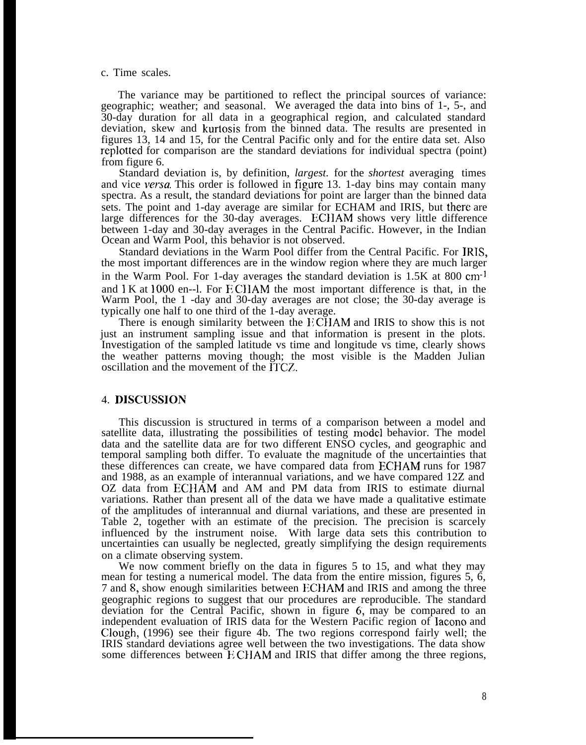c. Time scales.

The variance may be partitioned to reflect the principal sources of variance: geographic; weather; and seasonal. We averaged the data into bins of 1-, 5-, and 30-day duration for all data in a geographical region, and calculated standard deviation, skew and kurtosis from the binned data. The results are presented in figures 13, 14 and 15, for the Central Pacific only and for the entire data set. Also replotted for comparison are the standard deviations for individual spectra (point) from figure 6.

Standard deviation is, by definition, *largest.* for the *shortest* averaging times and vice *versa.* This order is followed in figure 13. 1-day bins may contain many spectra. As a result, the standard deviations for point are larger than the binned data sets. The point and 1-day average are similar for ECHAM and IRIS, but there are large differences for the 30-day averages. ECHAM shows very little difference between 1-day and 30-day averages in the Central Pacific. However, in the Indian Ocean and Warm Pool, this behavior is not observed.

Standard deviations in the Warm Pool differ from the Central Pacific. For IRIS, the most important differences are in the window region where they are much larger in the Warm Pool. For 1-day averages the standard deviation is 1.5K at 800 $cm^{-1}$ and 1 K at 1000 en--l. For ECHAM the most important difference is that, in the Warm Pool, the 1 -day and 30-day averages are not close; the 30-day average is typically one half to one third of the 1-day average.

There is enough similarity between the ECHAM and IRIS to show this is not just an instrument sampling issue and that information is present in the plots. Investigation of the sampled latitude vs time and longitude vs time, clearly shows the weather patterns moving though; the most visible is the Madden Julian oscillation and the movement of the ITCZ.

## 4. DISCUSSION

This discussion is structured in terms of a comparison between a model and satellite data, illustrating the possibilities of testing model behavior. The model data and the satellite data are for two different ENSO cycles, and geographic and temporal sampling both differ. To evaluate the magnitude of the uncertainties that these differences can create, we have compared data from ECHAM runs for 1987 and 1988, as an example of interannual variations, and we have compared 12Z and OZ data from ECHAM and AM and PM data from IRIS to estimate diurnal variations. Rather than present all of the data we have made a qualitative estimate of the amplitudes of interannual and diurnal variations, and these are presented in Table 2, together with an estimate of the precision. The precision is scarcely influenced by the instrument noise. With large data sets this contribution to uncertainties can usually be neglected, greatly simplifying the design requirements on a climate observing system.

We now comment briefly on the data in figures 5 to 15, and what they may mean for testing a numerical model. The data from the entire mission, figures 5, 6, 7 and 8, show enough similarities between ECHAM and IRIS and among the three geographic regions to suggest that our procedures are reproducible. The standard deviation for the Central Pacific, shown in figure 6, may be compared to an independent evaluation of IRIS data for the Western Pacific region of Iacono and Clough, (1996) see their figure 4b. The two regions correspond fairly well; the IRIS standard deviations agree well between the two investigations. The data show some differences between ECHAM and IRIS that differ among the three regions,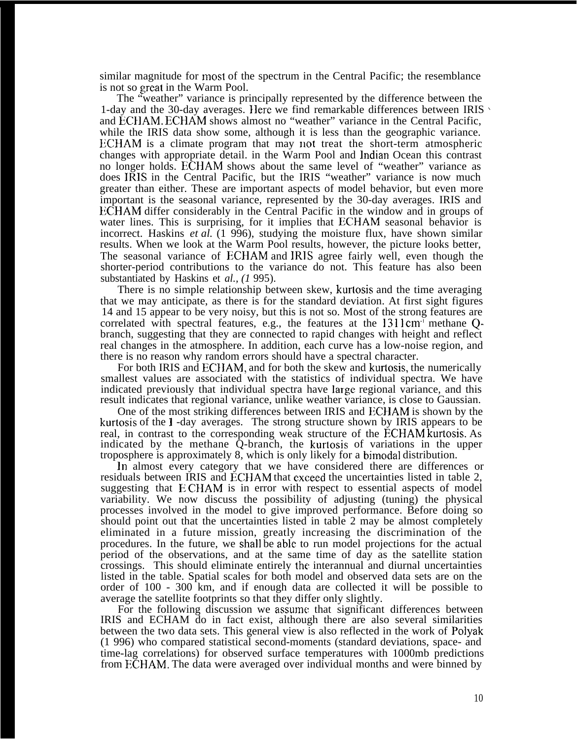similar magnitude for most of the spectrum in the Central Pacific; the resemblance is not so great in the Warm Pool.

The "weather" variance is principally represented by the difference between the 1-day and the 30-day averages. Here we find remarkable differences between IRIS and ECHAM. ECHAM shows almost no "weather" variance in the Central Pacific, while the IRIS data show some, although it is less than the geographic variance. ECHAM is a climate program that may not treat the short-term atmospheric changes with appropriate detail. in the Warm Pool and Indian Ocean this contrast no longer holds. ECHAM shows about the same level of "weather" variance as does IRIS in the Central Pacific, but the IRIS "weather" variance is now much greater than either. These are important aspects of model behavior, but even more important is the seasonal variance, represented by the 30-day averages. IRIS and ECHAM differ considerably in the Central Pacific in the window and in groups of water lines. This is surprising, for it implies that ECHAM seasonal behavior is incorrect. Haskins *et al.* (1 996), studying the moisture flux, have shown similar results. When we look at the Warm Pool results, however, the picture looks better, The seasonal variance of ECHAM and IRIS agree fairly well, even though the shorter-period contributions to the variance do not. This feature has also been substantiated by Haskins et *al.*, *(1* 995).

There is no simple relationship between skew, kurtosis and the time averaging that we may anticipate, as there is for the standard deviation. At first sight figures 14 and 15 appear to be very noisy, but this is not so. Most of the strong features are correlated with spectral features, e.g., the features at the 1311 $cm^{-1}$ methane Q-branch, suggesting that they are connected to rapid changes with height and reflect real changes in the atmosphere. In addition, each curve has a low-noise region, and there is no reason why random errors should have a spectral character.

For both IRIS and ECHAM, and for both the skew and kurtosis, the numerically smallest values are associated with the statistics of individual spectra. We have indicated previously that individual spectra have large regional variance, and this result indicates that regional variance, unlike weather variance, is close to Gaussian.

One of the most striking differences between IRIS and ECHAM is shown by the kurtosis of the 1 -day averages. The strong structure shown by IRIS appears to be real, in contrast to the corresponding weak structure of the ECHAM kurtosis. As indicated by the methane Q-branch, the kurtosis of variations in the upper troposphere is approximately 8, which is only likely for a bimodal distribution.

In almost every category that we have considered there are differences or residuals between IRIS and ECHAM that exceed the uncertainties listed in table 2, suggesting that ECHAM is in error with respect to essential aspects of model variability. We now discuss the possibility of adjusting (tuning) the physical processes involved in the model to give improved performance. Before doing so should point out that the uncertainties listed in table 2 may be almost completely eliminated in a future mission, greatly increasing the discrimination of the procedures. In the future, we shall be able to run model projections for the actual period of the observations, and at the same time of day as the satellite station crossings. This should eliminate entirely the interannual and diurnal uncertainties listed in the table. Spatial scales for both model and observed data sets are on the order of 100 - 300 km, and if enough data are collected it will be possible to average the satellite footprints so that they differ only slightly.

For the following discussion we assume that significant differences between IRIS and ECHAM do in fact exist, although there are also several similarities between the two data sets. This general view is also reflected in the work of Polyak (1 996) who compared statistical second-moments (standard deviations, space- and time-lag correlations) for observed surface temperatures with 1000mb predictions from ECHAM. The data were averaged over individual months and were binned by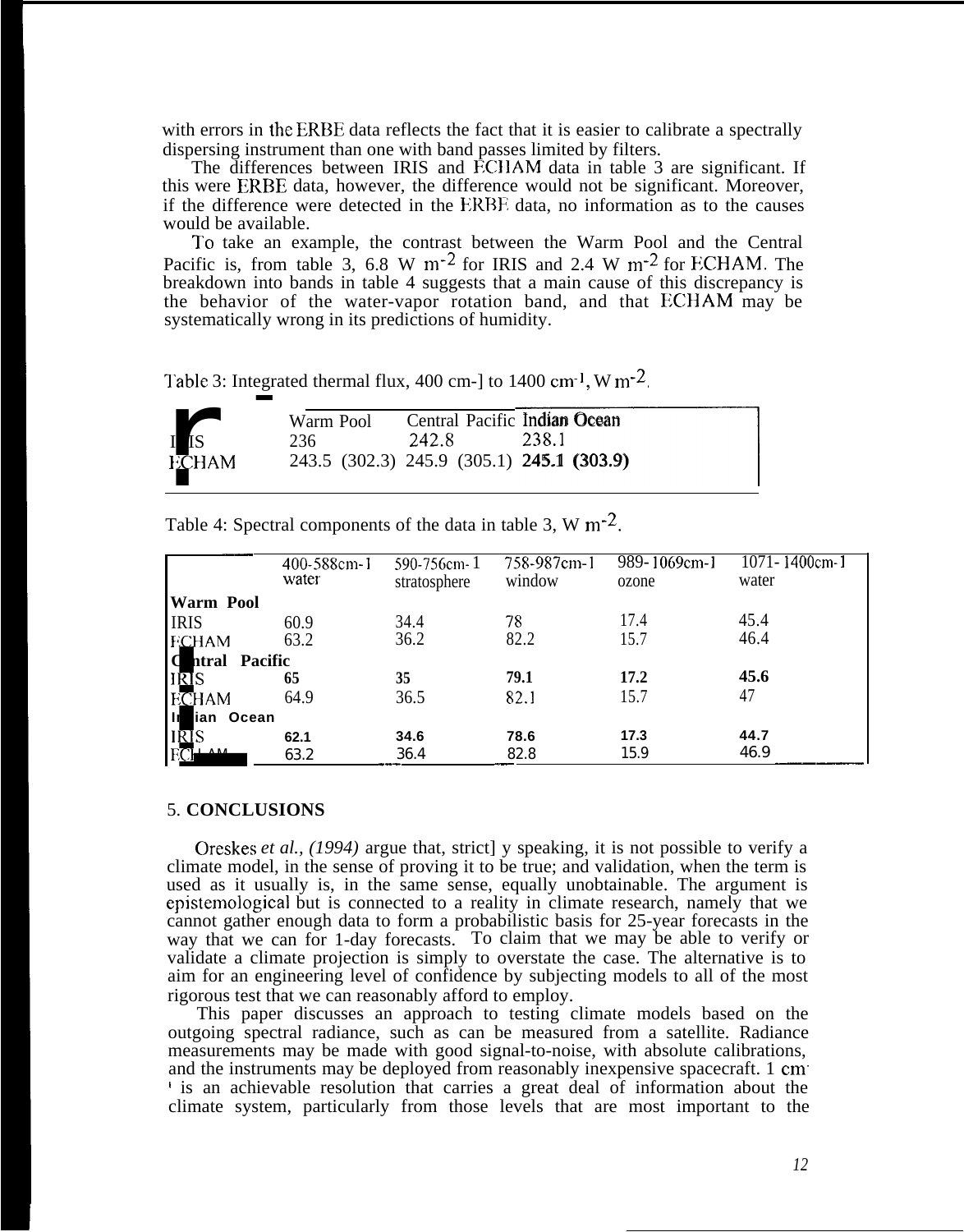with errors in the ERBE data reflects the fact that it is easier to calibrate a spectrally dispersing instrument than one with band passes limited by filters.

The differences between IRIS and ECHAM data in table 3 are significant. If this were ERBE data, however, the difference would not be significant. Moreover, if the difference were detected in the ERBE data, no information as to the causes would be available.

To take an example, the contrast between the Warm Pool and the Central Pacific is, from table 3, 6.8 W $m^{-2}$ for IRIS and 2.4 W $m^{-2}$ for ECHAM. The breakdown into bands in table 4 suggests that a main cause of this discrepancy is the behavior of the water-vapor rotation band, and that ECHAM may be systematically wrong in its predictions of humidity.

Table 3: Integrated thermal flux, 400 $cm^{-1}$ to 1400 $cm^{-1}$, W $m^{-2}$.

| | Warm Pool | Central Pacific | Indian Ocean |
|---|---|---|---|
| IRIS | 236 | 242.8 | 238.1 |
| ECHAM | 243.5 (302.3) | 245.9 (305.1) | 245.1 (303.9) |

Table 4: Spectral components of the data in table 3, W $m^{-2}$.

| | 400-588cm-1 water | 590-756cm-1 stratosphere | 758-987cm-1 window | 989-1069cm-1 ozone | 1071-1400cm-1 water |
|---|---|---|---|---|---|
| **Warm Pool** | | | | | |
| IRIS | 60.9 | 34.4 | 78 | 17.4 | 45.4 |
| ECHAM | 63.2 | 36.2 | 82.2 | 15.7 | 46.4 |
| **Central Pacific** | | | | | |
| IRIS | 65 | 35 | 79.1 | 17.2 | 45.6 |
| ECHAM | 64.9 | 36.5 | 82.1 | 15.7 | 47 |
| **Indian Ocean** | | | | | |
| IRIS | 62.1 | 34.6 | 78.6 | 17.3 | 44.7 |
| ECHAM | 63.2 | 36.4 | 82.8 | 15.9 | 46.9 |

## 5. CONCLUSIONS

Oreskes *et al., (1994)* argue that, strictly speaking, it is not possible to verify a climate model, in the sense of proving it to be true; and validation, when the term is used as it usually is, in the same sense, equally unobtainable. The argument is epistemological but is connected to a reality in climate research, namely that we cannot gather enough data to form a probabilistic basis for 25-year forecasts in the way that we can for 1-day forecasts. To claim that we may be able to verify or validate a climate projection is simply to overstate the case. The alternative is to aim for an engineering level of confidence by subjecting models to all of the most rigorous test that we can reasonably afford to employ.

This paper discusses an approach to testing climate models based on the outgoing spectral radiance, such as can be measured from a satellite. Radiance measurements may be made with good signal-to-noise, with absolute calibrations, and the instruments may be deployed from reasonably inexpensive spacecraft. 1 $cm^{-1}$ is an achievable resolution that carries a great deal of information about the climate system, particularly from those levels that are most important to the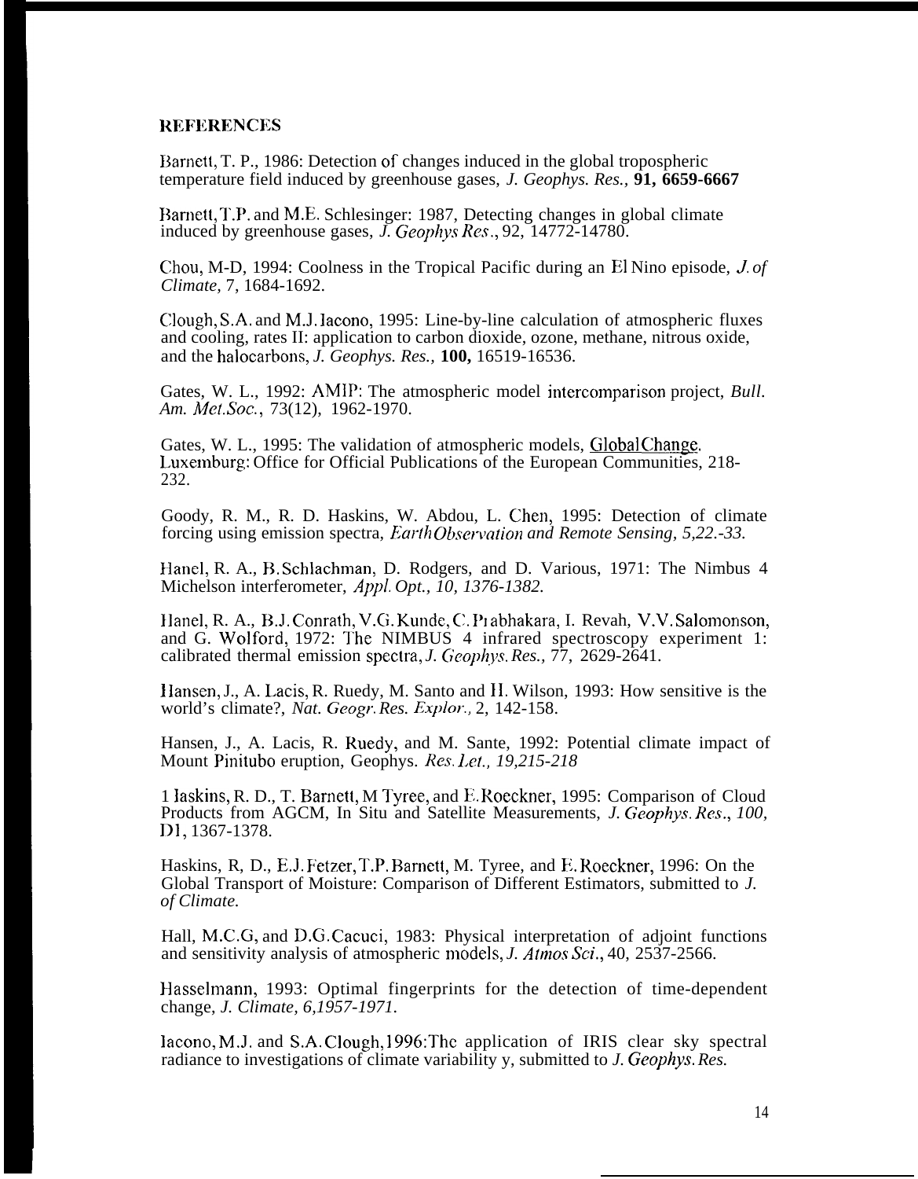## REFERENCES

Barnett, T. P., 1986: Detection of changes induced in the global tropospheric temperature field induced by greenhouse gases, *J. Geophys. Res.,* **91, 6659-6667**

Barnett, T.P. and M.E. Schlesinger: 1987, Detecting changes in global climate induced by greenhouse gases, *J. Geophys Res*., 92, 14772-14780.

Chou, M-D, 1994: Coolness in the Tropical Pacific during an El Nino episode, *J. of Climate,* 7, 1684-1692.

Clough, S.A. and M.J. Iacono, 1995: Line-by-line calculation of atmospheric fluxes and cooling, rates II: application to carbon dioxide, ozone, methane, nitrous oxide, and the halocarbons, *J. Geophys. Res.,* **100,** 16519-16536.

Gates, W. L., 1992: AMIP: The atmospheric model intercomparison project, *Bull. Am. Met.Soc.*, 73(12), 1962-1970.

Gates, W. L., 1995: The validation of atmospheric models, Global Change. Luxemburg: Office for Official Publications of the European Communities, 218-232.

Goody, R. M., R. D. Haskins, W. Abdou, L. Chen, 1995: Detection of climate forcing using emission spectra, *Earth Observation and Remote Sensing, 5,22.-33.*

Hanel, R. A., B. Schlachman, D. Rodgers, and D. Various, 1971: The Nimbus 4 Michelson interferometer, *Appl. Opt., 10, 1376-1382.*

Hanel, R. A., B.J. Conrath, V.G. Kunde, C. Prabhakara, I. Revah, V.V. Salomonson, and G. Wolford, 1972: The NIMBUS 4 infrared spectroscopy experiment 1: calibrated thermal emission spectra, *J. Geophys. Res.,* 77, 2629-2641.

Hansen, J., A. Lacis, R. Ruedy, M. Santo and H. Wilson, 1993: How sensitive is the world's climate?, *Nat. Geogr. Res. Explor.,* 2, 142-158.

Hansen, J., A. Lacis, R. Ruedy, and M. Sante, 1992: Potential climate impact of Mount Pinitubo eruption, Geophys. *Res. Let., 19,215-218*

Haskins, R. D., T. Barnett, M Tyree, and E. Roeckner, 1995: Comparison of Cloud Products from AGCM, In Situ and Satellite Measurements, *J. Geophys. Res*., *100,* D1, 1367-1378.

Haskins, R, D., E.J. Fetzer, T.P. Barnett, M. Tyree, and E. Roeckner, 1996: On the Global Transport of Moisture: Comparison of Different Estimators, submitted to *J. of Climate.*

Hall, M.C.G, and D.G. Cacuci, 1983: Physical interpretation of adjoint functions and sensitivity analysis of atmospheric models, *J. Atmos Sci*., 40, 2537-2566.

Hasselmann, 1993: Optimal fingerprints for the detection of time-dependent change, *J. Climate, 6,1957-1971.*

Iacono, M.J. and S.A. Clough, 1996: The application of IRIS clear sky spectral radiance to investigations of climate variability y, submitted to *J. Geophys. Res.*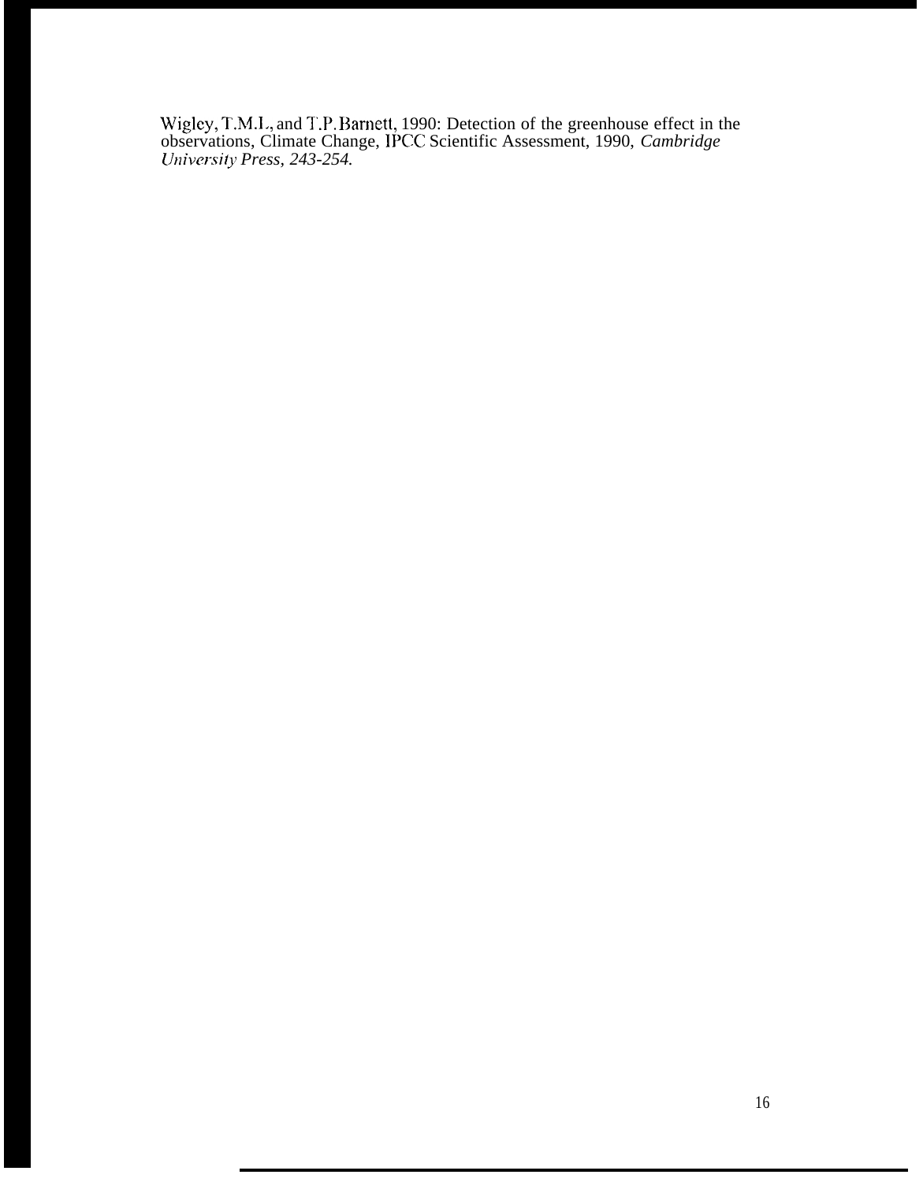Wigley, T.M.L, and T.P. Barnett, 1990: Detection of the greenhouse effect in the observations, Climate Change, IPCC Scientific Assessment, 1990, *Cambridge University Press, 243-254.*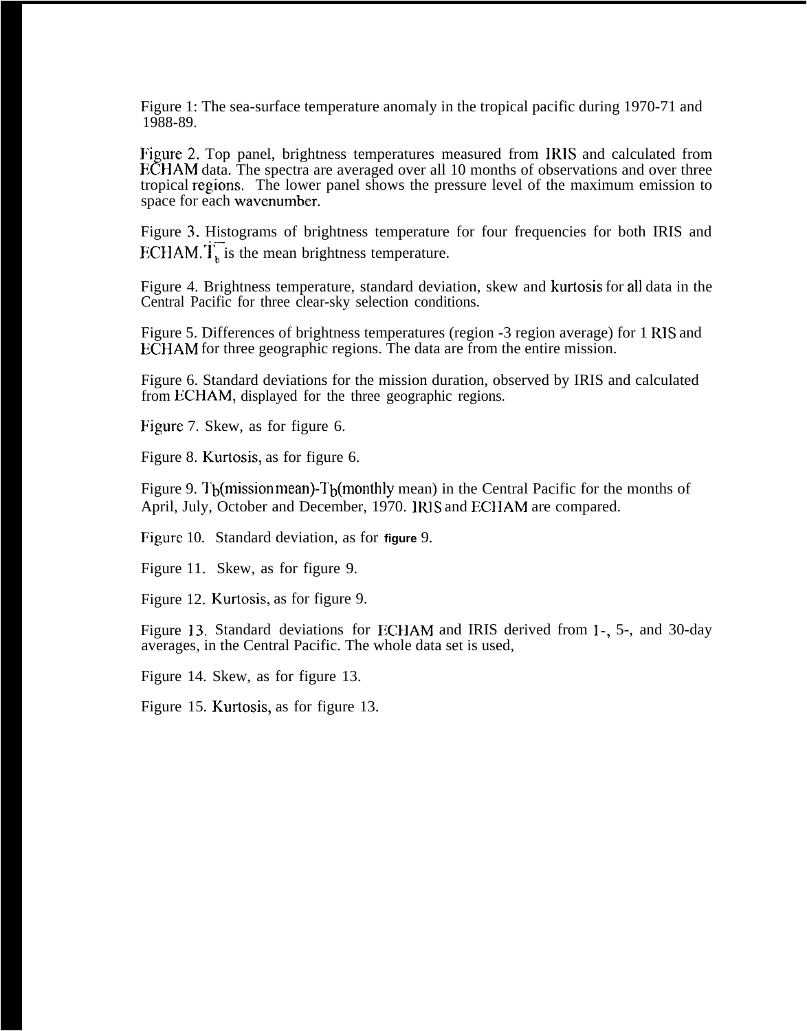Figure 1: The sea-surface temperature anomaly in the tropical pacific during 1970-71 and 1988-89.

Figure 2. Top panel, brightness temperatures measured from IRIS and calculated from ECHAM data. The spectra are averaged over all 10 months of observations and over three tropical regions. The lower panel shows the pressure level of the maximum emission to space for each wavenumber.

Figure 3. Histograms of brightness temperature for four frequencies for both IRIS and ECHAM. $\overline{T_b}$ is the mean brightness temperature.

Figure 4. Brightness temperature, standard deviation, skew and kurtosis for all data in the Central Pacific for three clear-sky selection conditions.

Figure 5. Differences of brightness temperatures (region -3 region average) for 1 RIS and ECHAM for three geographic regions. The data are from the entire mission.

Figure 6. Standard deviations for the mission duration, observed by IRIS and calculated from ECHAM, displayed for the three geographic regions.

Figure 7. Skew, as for figure 6.

Figure 8. Kurtosis, as for figure 6.

Figure 9. $T_b$(mission mean)-$T_b$(monthly mean) in the Central Pacific for the months of April, July, October and December, 1970. IRIS and ECHAM are compared.

Figure 10. Standard deviation, as for figure 9.

Figure 11. Skew, as for figure 9.

Figure 12. Kurtosis, as for figure 9.

Figure 13. Standard deviations for ECHAM and IRIS derived from 1-, 5-, and 30-day averages, in the Central Pacific. The whole data set is used,

Figure 14. Skew, as for figure 13.

Figure 15. Kurtosis, as for figure 13.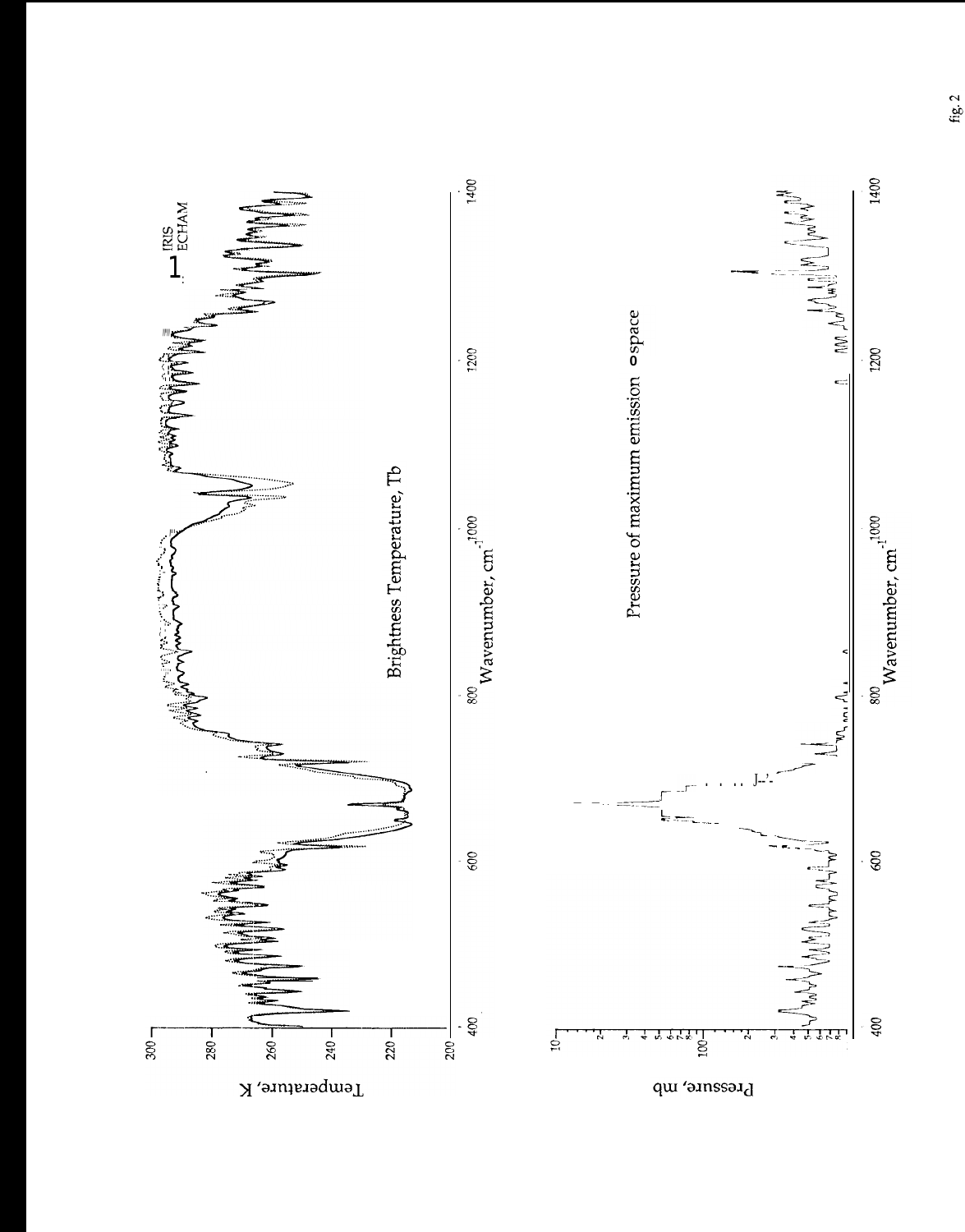Brightness Temperature, Tb

IRIS
ECHAM

Temperature, K

Wavenumber, $cm^{-1}$

Pressure of maximum emission o space

Pressure, mb

Wavenumber, $cm^{-1}$

fig. 2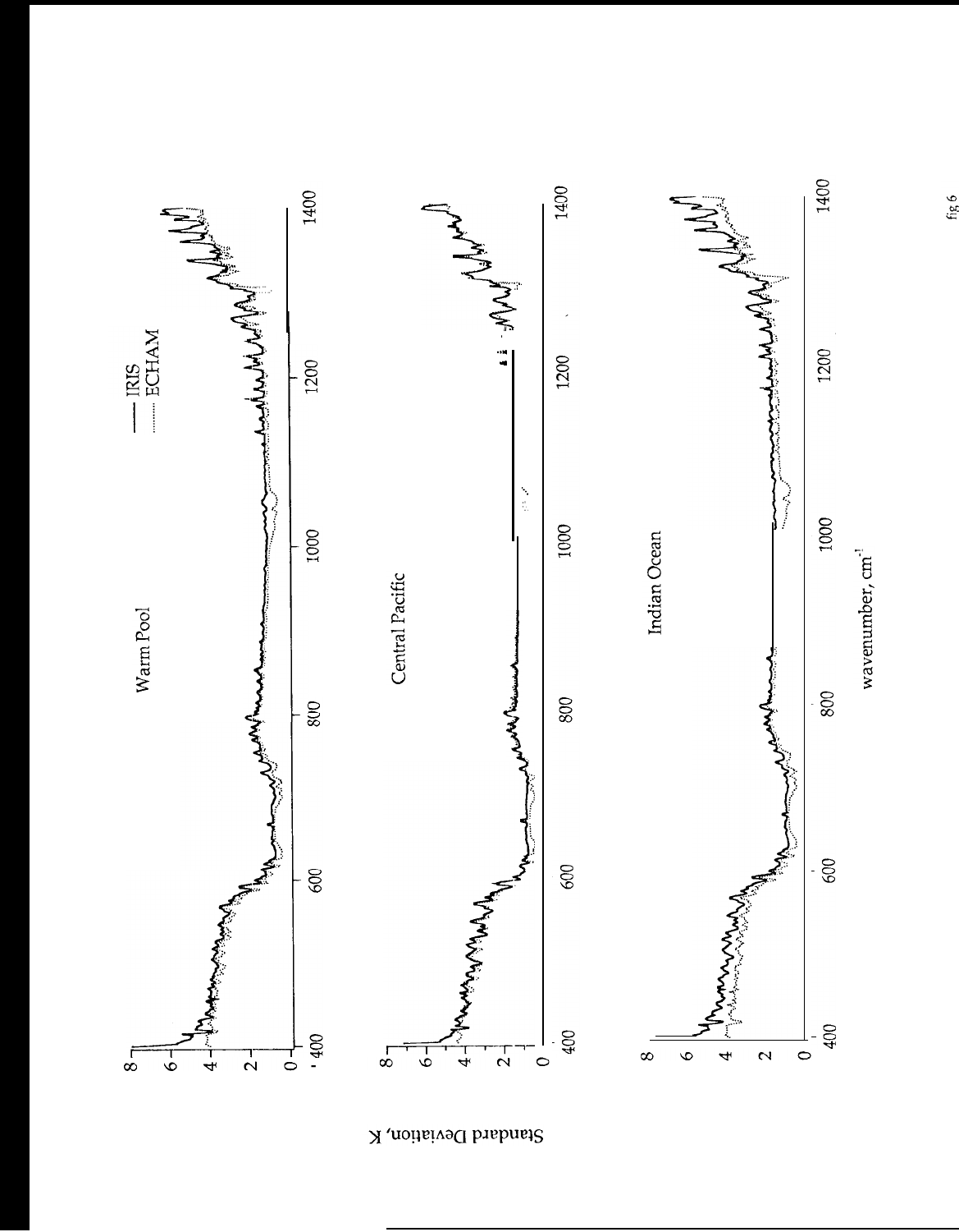fig 6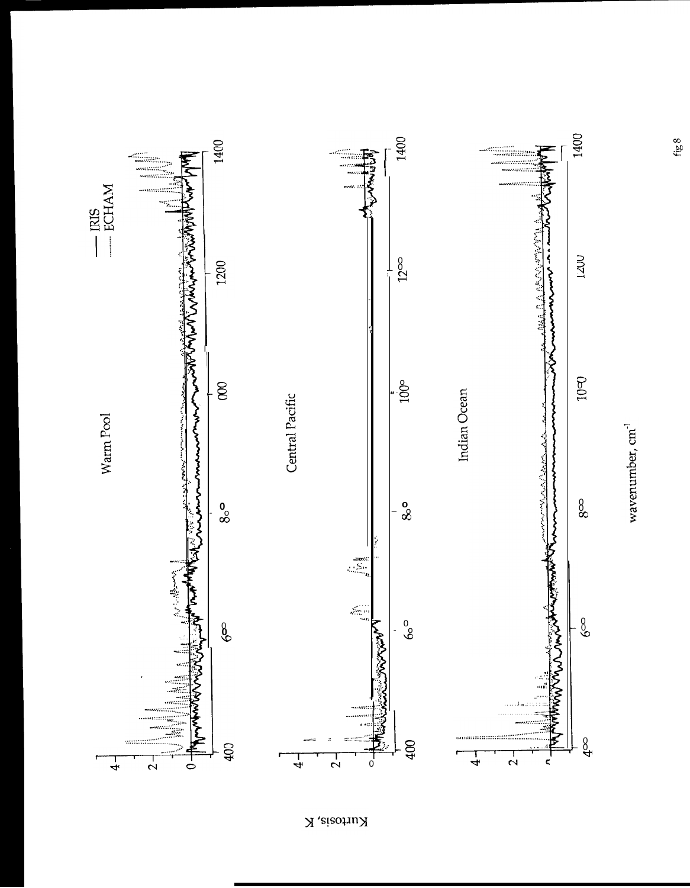fig 8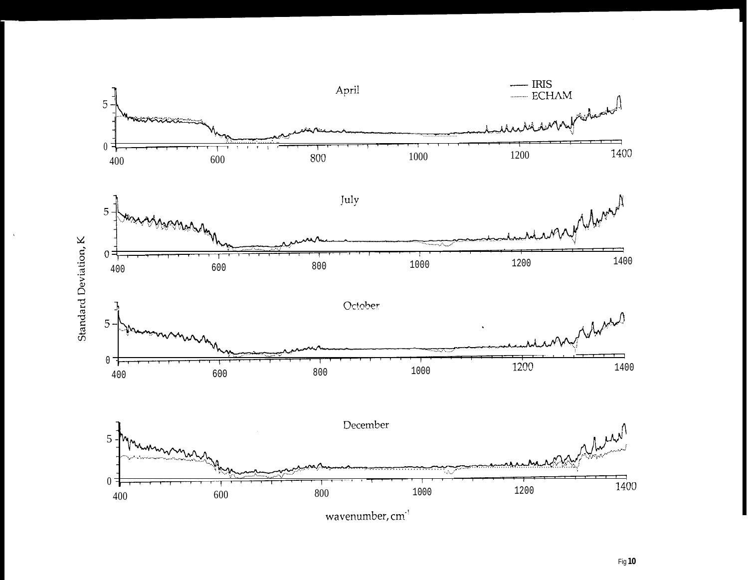Fig 10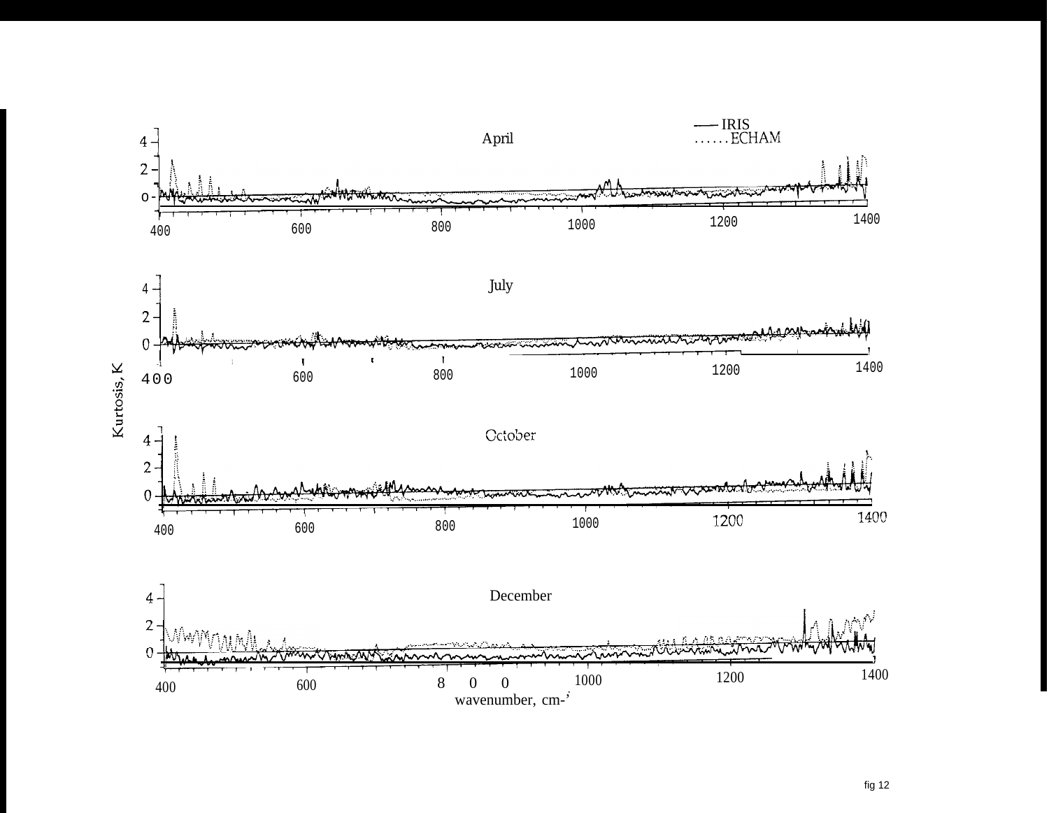fig 12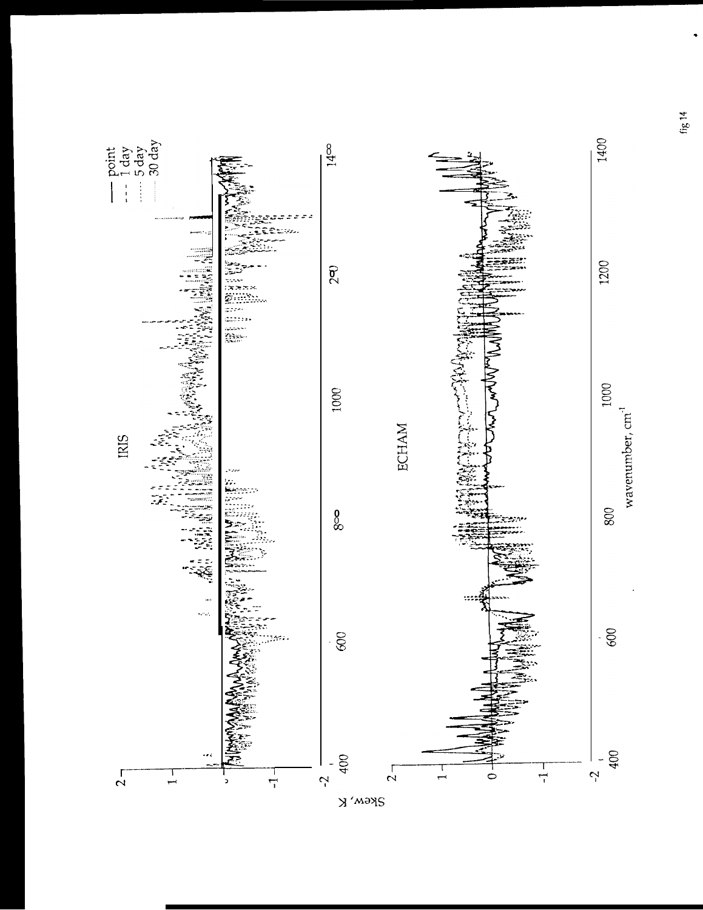IRIS

ECHAM

Skew, K

wavenumber, $cm^{-1}$

— point
- - - 1 day
····· 5 day
····· 30 day

fig 14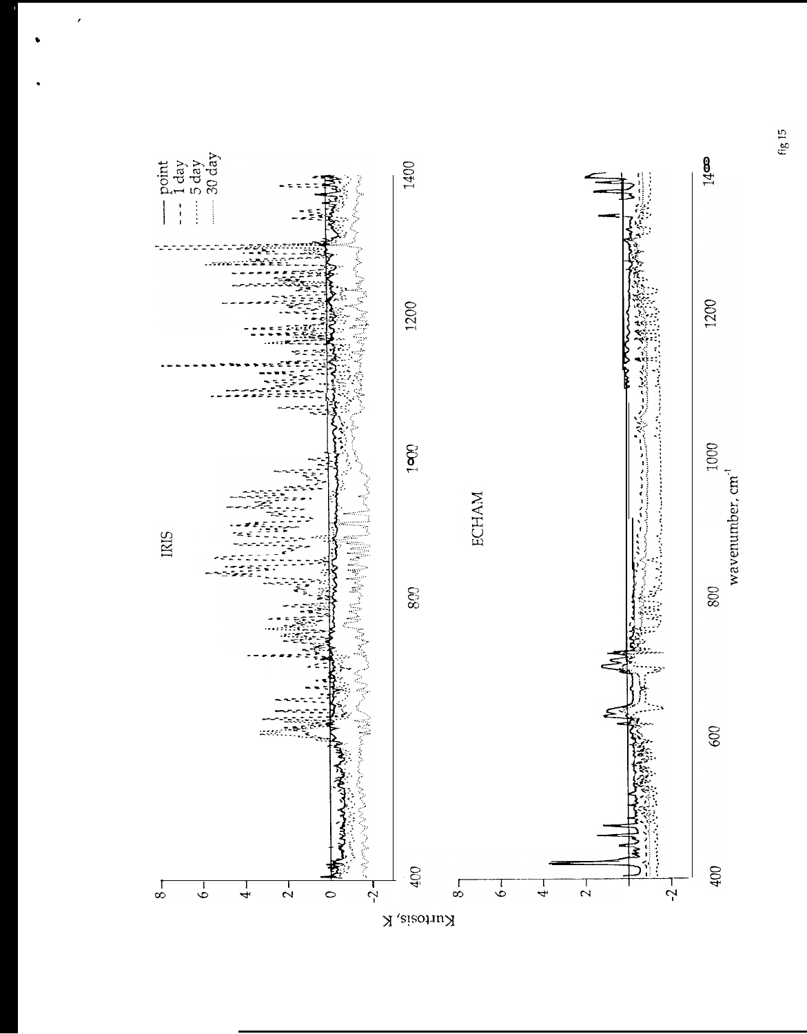IRIS

point
1 day
5 day
30 day

Kurtosis, K

8
6
4
2
0
-2

400
600
800
1000
1200
1400

ECHAM

8
6
4
2
-2

400
600
800
1000
1200
1400

wavenumber, $cm^{-1}$

fig 15